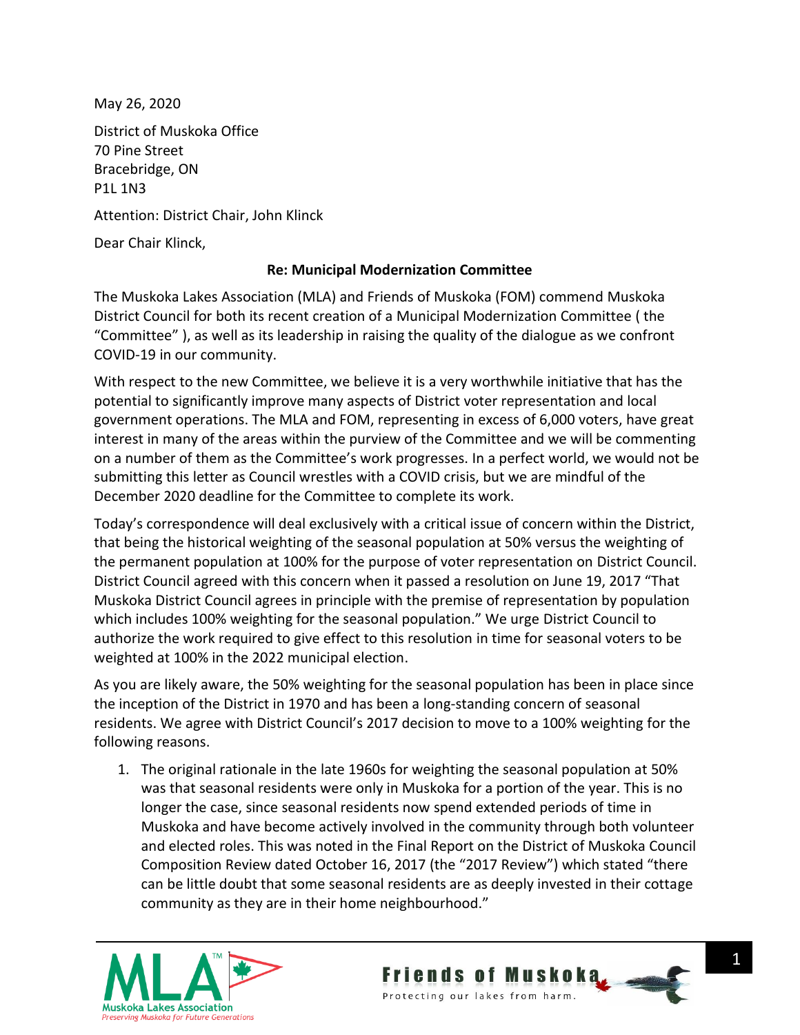May 26, 2020

District of Muskoka Office
70 Pine Street
Bracebridge, ON
P1L 1N3

Attention: District Chair, John Klinck

Dear Chair Klinck,

**Re: Municipal Modernization Committee**

The Muskoka Lakes Association (MLA) and Friends of Muskoka (FOM) commend Muskoka District Council for both its recent creation of a Municipal Modernization Committee ( the "Committee" ), as well as its leadership in raising the quality of the dialogue as we confront COVID-19 in our community.

With respect to the new Committee, we believe it is a very worthwhile initiative that has the potential to significantly improve many aspects of District voter representation and local government operations. The MLA and FOM, representing in excess of 6,000 voters, have great interest in many of the areas within the purview of the Committee and we will be commenting on a number of them as the Committee's work progresses. In a perfect world, we would not be submitting this letter as Council wrestles with a COVID crisis, but we are mindful of the December 2020 deadline for the Committee to complete its work.

Today's correspondence will deal exclusively with a critical issue of concern within the District, that being the historical weighting of the seasonal population at 50% versus the weighting of the permanent population at 100% for the purpose of voter representation on District Council. District Council agreed with this concern when it passed a resolution on June 19, 2017 "That Muskoka District Council agrees in principle with the premise of representation by population which includes 100% weighting for the seasonal population." We urge District Council to authorize the work required to give effect to this resolution in time for seasonal voters to be weighted at 100% in the 2022 municipal election.

As you are likely aware, the 50% weighting for the seasonal population has been in place since the inception of the District in 1970 and has been a long-standing concern of seasonal residents. We agree with District Council's 2017 decision to move to a 100% weighting for the following reasons.

1. The original rationale in the late 1960s for weighting the seasonal population at 50% was that seasonal residents were only in Muskoka for a portion of the year. This is no longer the case, since seasonal residents now spend extended periods of time in Muskoka and have become actively involved in the community through both volunteer and elected roles. This was noted in the Final Report on the District of Muskoka Council Composition Review dated October 16, 2017 (the "2017 Review") which stated "there can be little doubt that some seasonal residents are as deeply invested in their cottage community as they are in their home neighbourhood."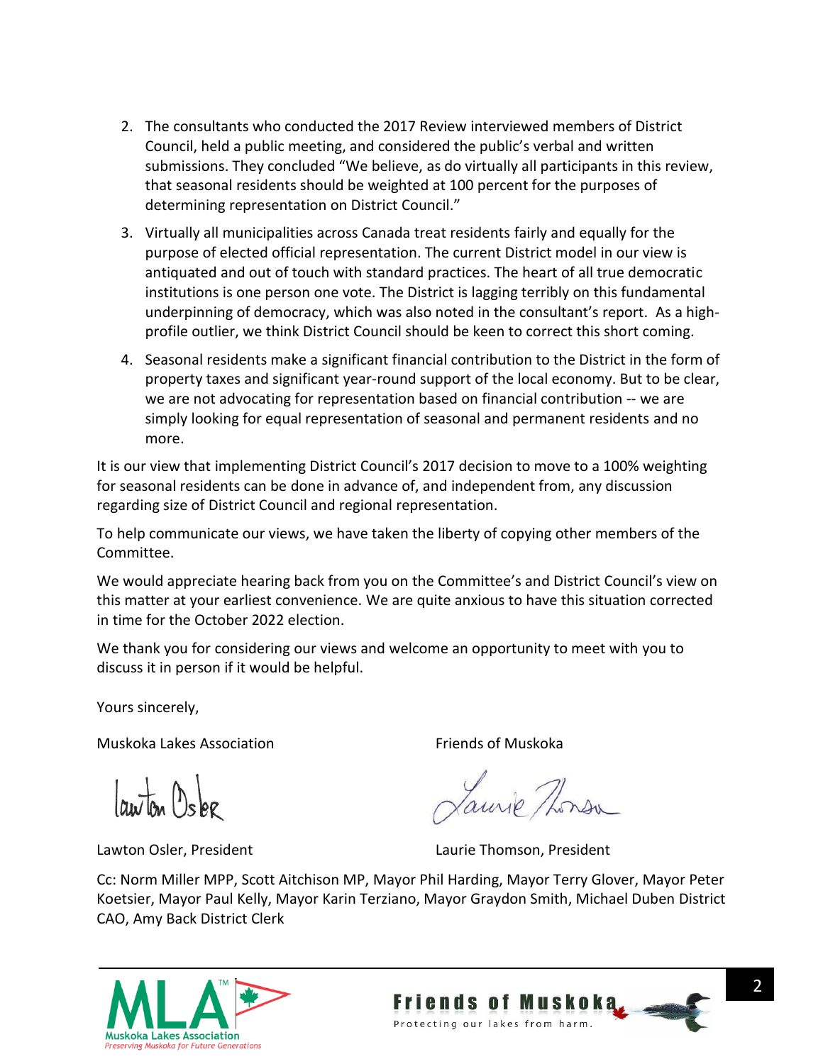2. The consultants who conducted the 2017 Review interviewed members of District Council, held a public meeting, and considered the public's verbal and written submissions. They concluded "We believe, as do virtually all participants in this review, that seasonal residents should be weighted at 100 percent for the purposes of determining representation on District Council."
3. Virtually all municipalities across Canada treat residents fairly and equally for the purpose of elected official representation. The current District model in our view is antiquated and out of touch with standard practices. The heart of all true democratic institutions is one person one vote. The District is lagging terribly on this fundamental underpinning of democracy, which was also noted in the consultant's report. As a high-profile outlier, we think District Council should be keen to correct this short coming.
4. Seasonal residents make a significant financial contribution to the District in the form of property taxes and significant year-round support of the local economy. But to be clear, we are not advocating for representation based on financial contribution -- we are simply looking for equal representation of seasonal and permanent residents and no more.

It is our view that implementing District Council's 2017 decision to move to a 100% weighting for seasonal residents can be done in advance of, and independent from, any discussion regarding size of District Council and regional representation.

To help communicate our views, we have taken the liberty of copying other members of the Committee.

We would appreciate hearing back from you on the Committee's and District Council's view on this matter at your earliest convenience. We are quite anxious to have this situation corrected in time for the October 2022 election.

We thank you for considering our views and welcome an opportunity to meet with you to discuss it in person if it would be helpful.

Yours sincerely,

Muskoka Lakes Association

Lawton Osler, President

Friends of Muskoka

Laurie Thomson, President

Cc: Norm Miller MPP, Scott Aitchison MP, Mayor Phil Harding, Mayor Terry Glover, Mayor Peter Koetsier, Mayor Paul Kelly, Mayor Karin Terziano, Mayor Graydon Smith, Michael Duben District CAO, Amy Back District Clerk

MLA™ Muskoka Lakes Association — Preserving Muskoka for Future Generations

Friends of Muskoka — Protecting our lakes from harm.